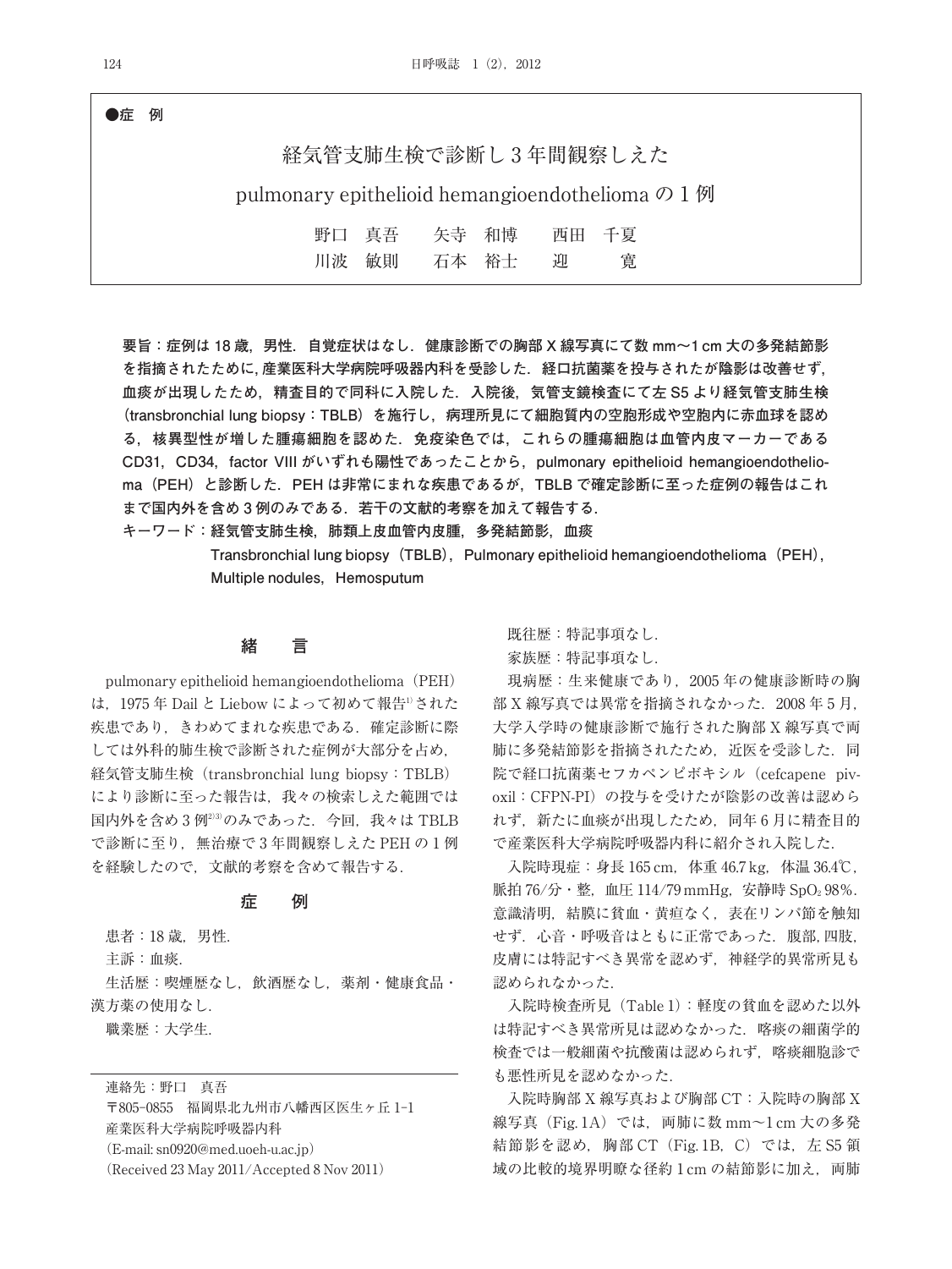●症　例

# 経気管支肺生検で診断し3年間観察しえた pulmonary epithelioid hemangioendothelioma の1例

野口　真吾　　矢寺　和博　　西田　千夏
川波　敏則　　石本　裕士　　迎　　寛

**要旨：症例は18歳，男性．自覚症状はなし．健康診断での胸部X線写真にて数mm〜1cm大の多発結節影を指摘されたために，産業医科大学病院呼吸器内科を受診した．経口抗菌薬を投与されたが陰影は改善せず，血痰が出現したため，精査目的で同科に入院した．入院後，気管支鏡検査にて左S5より経気管支肺生検（transbronchial lung biopsy：TBLB）を施行し，病理所見にて細胞質内の空胞形成や空胞内に赤血球を認める，核異型性が増した腫瘍細胞を認めた．免疫染色では，これらの腫瘍細胞は血管内皮マーカーであるCD31，CD34，factor VIIIがいずれも陽性であったことから，pulmonary epithelioid hemangioendothelioma（PEH）と診断した．PEHは非常にまれな疾患であるが，TBLBで確定診断に至った症例の報告はこれまで国内外を含め3例のみである．若干の文献的考察を加えて報告する．**

**キーワード：経気管支肺生検，肺類上皮血管内皮腫，多発結節影，血痰**
**Transbronchial lung biopsy（TBLB），Pulmonary epithelioid hemangioendothelioma（PEH），Multiple nodules，Hemosputum**

## 緒　言

pulmonary epithelioid hemangioendothelioma（PEH）は，1975年DailとLiebowによって初めて報告[1]された疾患であり，きわめてまれな疾患である．確定診断に際しては外科的肺生検で診断された症例が大部分を占め，経気管支肺生検（transbronchial lung biopsy：TBLB）により診断に至った報告は，我々の検索しえた範囲では国内外を含め3例[2)3)]のみであった．今回，我々はTBLBで診断に至り，無治療で3年間観察しえたPEHの1例を経験したので，文献的考察を含めて報告する．

## 症　例

患者：18歳，男性．
主訴：血痰．
生活歴：喫煙歴なし，飲酒歴なし，薬剤・健康食品・漢方薬の使用なし．
職業歴：大学生．

既往歴：特記事項なし．
家族歴：特記事項なし．

現病歴：生来健康であり，2005年の健康診断時の胸部X線写真では異常を指摘されなかった．2008年5月，大学入学時の健康診断で施行された胸部X線写真で両肺に多発結節影を指摘されたため，近医を受診した．同院で経口抗菌薬セフカペンピボキシル（cefcapene pivoxil：CFPN-PI）の投与を受けたが陰影の改善は認められず，新たに血痰が出現したため，同年6月に精査目的で産業医科大学病院呼吸器内科に紹介され入院した．

入院時現症：身長165cm，体重46.7kg，体温36.4℃，脈拍76/分・整，血圧114/79mmHg，安静時$SpO_2$ 98%．意識清明，結膜に貧血・黄疸なく，表在リンパ節を触知せず．心音・呼吸音はともに正常であった．腹部，四肢，皮膚には特記すべき異常を認めず，神経学的異常所見も認められなかった．

入院時検査所見（Table 1）：軽度の貧血を認めた以外は特記すべき異常所見は認めなかった．喀痰の細菌学的検査では一般細菌や抗酸菌は認められず，喀痰細胞診でも悪性所見を認めなかった．

入院時胸部X線写真および胸部CT：入院時の胸部X線写真（Fig. 1A）では，両肺に数mm〜1cm大の多発結節影を認め，胸部CT（Fig. 1B，C）では，左S5領域の比較的境界明瞭な径約1cmの結節影に加え，両肺

連絡先：野口　真吾
〒805-0855　福岡県北九州市八幡西区医生ヶ丘1-1
産業医科大学病院呼吸器内科
（E-mail: sn0920@med.uoeh-u.ac.jp）
（Received 23 May 2011/Accepted 8 Nov 2011）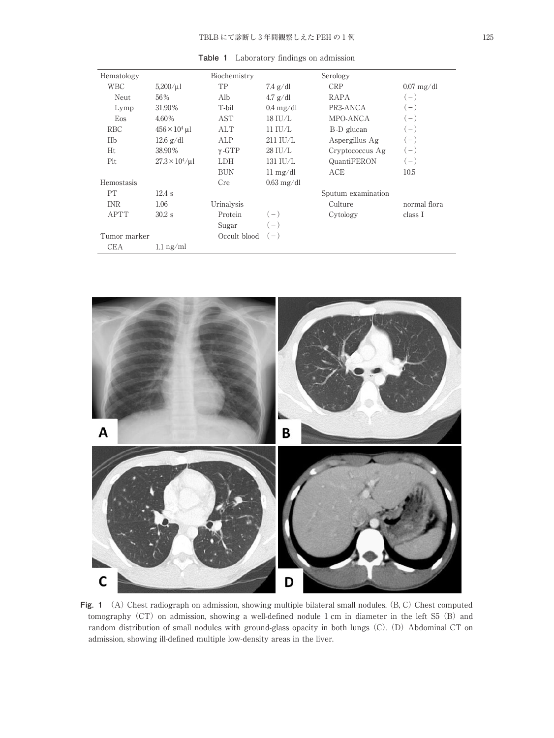**Table 1** Laboratory findings on admission

| Hematology | | Biochemistry | | Serology | |
|---|---|---|---|---|---|
| WBC | 5,200/μl | TP | 7.4 g/dl | CRP | 0.07 mg/dl |
| Neut | 56% | Alb | 4.7 g/dl | RAPA | (−) |
| Lymp | 31.90% | T-bil | 0.4 mg/dl | PR3-ANCA | (−) |
| Eos | 4.60% | AST | 18 IU/L | MPO-ANCA | (−) |
| RBC | $456 \times 10^4$ μl | ALT | 11 IU/L | B-D glucan | (−) |
| Hb | 12.6 g/dl | ALP | 211 IU/L | Aspergillus Ag | (−) |
| Ht | 38.90% | γ-GTP | 28 IU/L | Cryptococcus Ag | (−) |
| Plt | $27.3 \times 10^4$/μl | LDH | 131 IU/L | QuantiFERON | (−) |
| | | BUN | 11 mg/dl | ACE | 10.5 |
| Hemostasis | | Cre | 0.63 mg/dl | | |
| PT | 12.4 s | | | Sputum examination | |
| INR | 1.06 | Urinalysis | | Culture | normal flora |
| APTT | 30.2 s | Protein | (−) | Cytology | class I |
| | | Sugar | (−) | | |
| Tumor marker | | Occult blood | (−) | | |
| CEA | 1.1 ng/ml | | | | |

**Fig. 1** (A) Chest radiograph on admission, showing multiple bilateral small nodules. (B, C) Chest computed tomography (CT) on admission, showing a well-defined nodule 1 cm in diameter in the left S5 (B) and random distribution of small nodules with ground-glass opacity in both lungs (C). (D) Abdominal CT on admission, showing ill-defined multiple low-density areas in the liver.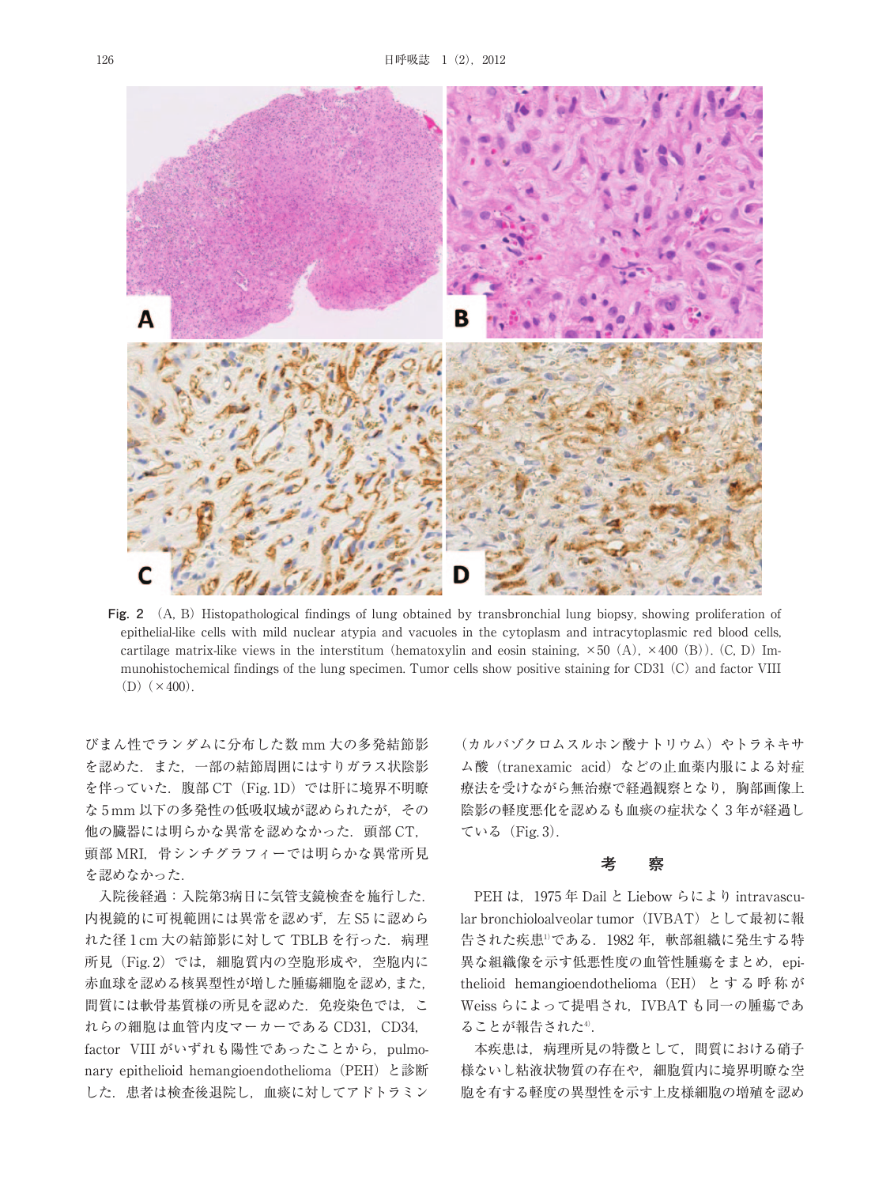Fig. 2 (A, B) Histopathological findings of lung obtained by transbronchial lung biopsy, showing proliferation of epithelial-like cells with mild nuclear atypia and vacuoles in the cytoplasm and intracytoplasmic red blood cells, cartilage matrix-like views in the interstitum (hematoxylin and eosin staining, ×50 (A), ×400 (B)). (C, D) Immunohistochemical findings of the lung specimen. Tumor cells show positive staining for CD31 (C) and factor VIII (D) (×400).

びまん性でランダムに分布した数mm大の多発結節影を認めた．また，一部の結節周囲にはすりガラス状陰影を伴っていた．腹部CT（Fig. 1D）では肝に境界不明瞭な5mm以下の多発性の低吸収域が認められたが，その他の臓器には明らかな異常を認めなかった．頭部CT，頭部MRI，骨シンチグラフィーでは明らかな異常所見を認めなかった．

入院後経過：入院第3病日に気管支鏡検査を施行した．内視鏡的に可視範囲には異常を認めず，左S5に認められた径1cm大の結節影に対してTBLBを行った．病理所見（Fig. 2）では，細胞質内の空胞形成や，空胞内に赤血球を認める核異型性が増した腫瘍細胞を認め，また，間質には軟骨基質様の所見を認めた．免疫染色では，これらの細胞は血管内皮マーカーであるCD31，CD34，factor VIIIがいずれも陽性であったことから，pulmonary epithelioid hemangioendothelioma（PEH）と診断した．患者は検査後退院し，血痰に対してアドトラミン（カルバゾクロムスルホン酸ナトリウム）やトラネキサム酸（tranexamic acid）などの止血薬内服による対症療法を受けながら無治療で経過観察となり，胸部画像上陰影の軽度悪化を認めるも血痰の症状なく3年が経過している（Fig. 3）．

## 考　察

PEHは，1975年DailとLiebowらによりintravascular bronchioloalveolar tumor（IVBAT）として最初に報告された疾患[1]である．1982年，軟部組織に発生する特異な組織像を示す低悪性度の血管性腫瘍をまとめ，epithelioid hemangioendothelioma（EH）とする呼称がWeissらによって提唱され，IVBATも同一の腫瘍であることが報告された[4]．

本疾患は，病理所見の特徴として，間質における硝子様ないし粘液状物質の存在や，細胞質内に境界明瞭な空胞を有する軽度の異型性を示す上皮様細胞の増殖を認め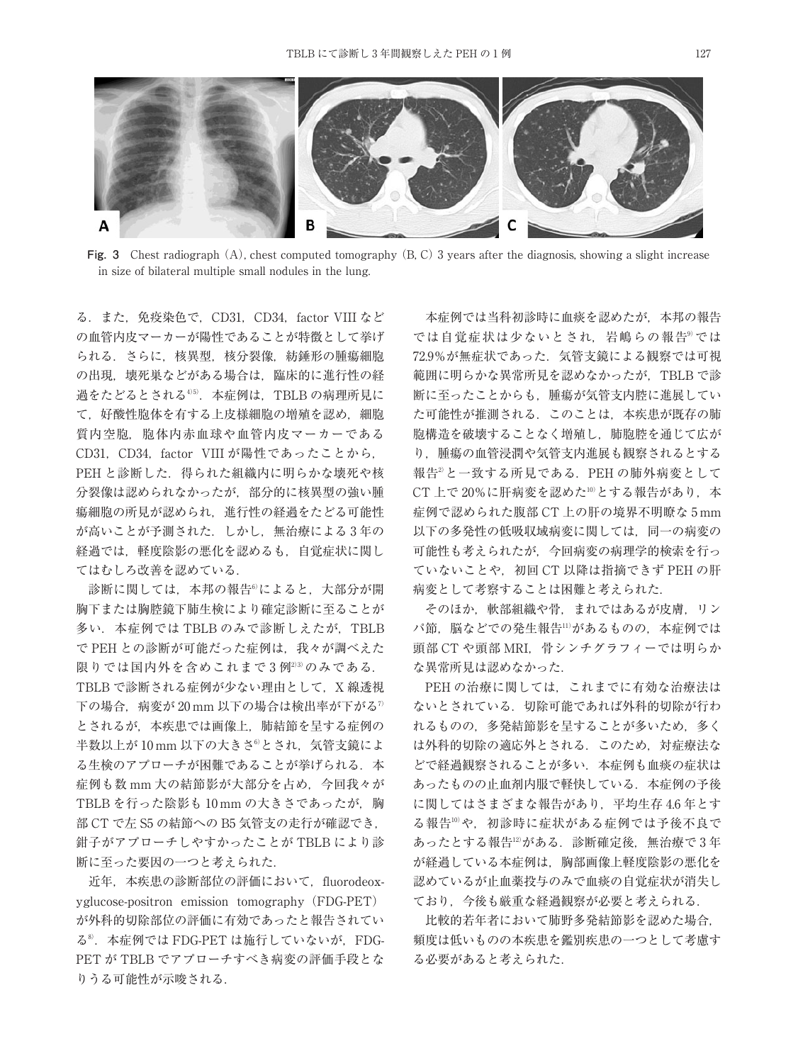**Fig. 3** Chest radiograph (A), chest computed tomography (B, C) 3 years after the diagnosis, showing a slight increase in size of bilateral multiple small nodules in the lung.

る．また，免疫染色で，CD31，CD34，factor VIII などの血管内皮マーカーが陽性であることが特徴として挙げられる．さらに，核異型，核分裂像，紡錘形の腫瘍細胞の出現，壊死巣などがある場合は，臨床的に進行性の経過をたどるとされる[1)5)]．本症例は，TBLB の病理所見にて，好酸性胞体を有する上皮様細胞の増殖を認め，細胞質内空胞，胞体内赤血球や血管内皮マーカーである CD31，CD34，factor VIII が陽性であったことから，PEH と診断した．得られた組織内に明らかな壊死や核分裂像は認められなかったが，部分的に核異型の強い腫瘍細胞の所見が認められ，進行性の経過をたどる可能性が高いことが予測された．しかし，無治療による 3 年の経過では，軽度陰影の悪化を認めるも，自覚症状に関してはむしろ改善を認めている．

診断に関しては，本邦の報告[6)]によると，大部分が開胸下または胸腔鏡下肺生検により確定診断に至ることが多い．本症例では TBLB のみで診断しえたが，TBLB で PEH との診断が可能だった症例は，我々が調べえた限りでは国内外を含めこれまで 3 例[2)3)]のみである．TBLB で診断される症例が少ない理由として，X 線透視下の場合，病変が 20 mm 以下の場合は検出率が下がる[7)]とされるが，本疾患では画像上，肺結節を呈する症例の半数以上が 10 mm 以下の大きさ[6)]とされ，気管支鏡による生検のアプローチが困難であることが挙げられる．本症例も数 mm 大の結節影が大部分を占め，今回我々が TBLB を行った陰影も 10 mm の大きさであったが，胸部 CT で左 S5 の結節への B5 気管支の走行が確認でき，鉗子がアプローチしやすかったことが TBLB により診断に至った要因の一つと考えられた．

近年，本疾患の診断部位の評価において，fluorodeoxyglucose-positron emission tomography（FDG-PET）が外科的切除部位の評価に有効であったと報告されている[8)]．本症例では FDG-PET は施行していないが，FDG-PET が TBLB でアプローチすべき病変の評価手段となりうる可能性が示唆される．

本症例では当科初診時に血痰を認めたが，本邦の報告では自覚症状は少ないとされ，岩嶋らの報告[9)]では 72.9％が無症状であった．気管支鏡による観察では可視範囲に明らかな異常所見を認めなかったが，TBLB で診断に至ったことからも，腫瘍が気管支内腔に進展していた可能性が推測される．このことは，本疾患が既存の肺胞構造を破壊することなく増殖し，肺胞腔を通じて広がり，腫瘍の血管浸潤や気管支内進展も観察されるとする報告[2)]と一致する所見である．PEH の肺外病変として CT 上で 20％に肝病変を認めた[10)]とする報告があり，本症例で認められた腹部 CT 上の肝の境界不明瞭な 5 mm 以下の多発性の低吸収域病変に関しては，同一の病変の可能性も考えられたが，今回病変の病理学的検索を行っていないことや，初回 CT 以降は指摘できず PEH の肝病変として考察することは困難と考えられた．

そのほか，軟部組織や骨，まれではあるが皮膚，リンパ節，脳などでの発生報告[11)]があるものの，本症例では頭部 CT や頭部 MRI，骨シンチグラフィーでは明らかな異常所見は認めなかった．

PEH の治療に関しては，これまでに有効な治療法はないとされている．切除可能であれば外科的切除が行われるものの，多発結節影を呈することが多いため，多くは外科的切除の適応外とされる．このため，対症療法などで経過観察されることが多い．本症例も血痰の症状はあったものの止血剤内服で軽快している．本症例の予後に関してはさまざまな報告があり，平均生存 4.6 年とする報告[10)]や，初診時に症状がある症例では予後不良であったとする報告[12)]がある．診断確定後，無治療で 3 年が経過している本症例は，胸部画像上軽度陰影の悪化を認めているが止血薬投与のみで血痰の自覚症状が消失しており，今後も厳重な経過観察が必要と考えられる．

比較的若年者において肺野多発結節影を認めた場合，頻度は低いものの本疾患を鑑別疾患の一つとして考慮する必要があると考えられた．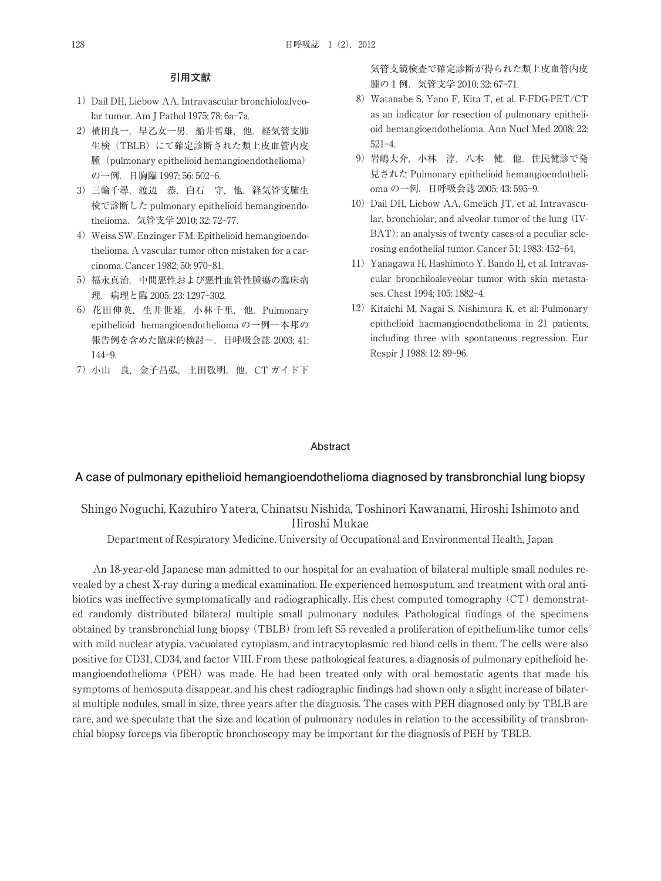## 引用文献

1) Dail DH, Liebow AA. Intravascular bronchioloalveolar tumor. Am J Pathol 1975; 78; 6a-7a.
2) 横田良一，早乙女一男，船井哲雄，他．経気管支肺生検（TBLB）にて確定診断された類上皮血管内皮腫（pulmonary epithelioid hemangioendothelioma）の一例．日胸臨 1997; 56: 502-6.
3) 三輪千尋，渡辺　恭，白石　守，他．経気管支肺生検で診断した pulmonary epithelioid hemangioendothelioma．気管支学 2010; 32: 72-77.
4) Weiss SW, Enzinger FM. Epithelioid hemangioendothelioma. A vascular tumor often mistaken for a carcinoma. Cancer 1982; 50: 970-81.
5) 福永真治．中間悪性および悪性血管性腫瘍の臨床病理．病理と臨 2005; 23: 1297-302.
6) 花田伸英，生井世雄，小林千里，他．Pulmonary epithelioid hemangioendothelioma の一例―本邦の報告例を含めた臨床的検討―．日呼吸会誌 2003; 41: 144-9.
7) 小山　良，金子昌弘，土田敬明，他．CT ガイド下気管支鏡検査で確定診断が得られた類上皮血管内皮腫の 1 例．気管支学 2010; 32: 67-71.
8) Watanabe S, Yano F, Kita T, et al. F-FDG-PET/CT as an indicator for resection of pulmonary epithelioid hemangioendothelioma. Ann Nucl Med 2008; 22: 521-4.
9) 岩嶋大介，小林　淳，八木　健，他．住民健診で発見された Pulmonary epithelioid hemangioendothelioma の一例．日呼吸会誌 2005; 43: 595-9.
10) Dail DH, Liebow AA, Gmelich JT, et al. Intravascular, bronchiolar, and alveolar tumor of the lung (IVBAT): an analysis of twenty cases of a peculiar sclerosing endothelial tumor. Cancer 51; 1983: 452-64.
11) Yanagawa H, Hashimoto Y, Bando H, et al. Intravascular bronchiloaleveolar tumor with skin metastases. Chest 1994; 105: 1882-4.
12) Kitaichi M, Nagai S, Nishimura K, et al: Pulmonary epithelioid haemangioendothelioma in 21 patients, including three with spontaneous regression. Eur Respir J 1988; 12: 89-96.

## Abstract

### A case of pulmonary epithelioid hemangioendothelioma diagnosed by transbronchial lung biopsy

Shingo Noguchi, Kazuhiro Yatera, Chinatsu Nishida, Toshinori Kawanami, Hiroshi Ishimoto and Hiroshi Mukae

Department of Respiratory Medicine, University of Occupational and Environmental Health, Japan

An 18-year-old Japanese man admitted to our hospital for an evaluation of bilateral multiple small nodules revealed by a chest X-ray during a medical examination. He experienced hemosputum, and treatment with oral antibiotics was ineffective symptomatically and radiographically. His chest computed tomography (CT) demonstrated randomly distributed bilateral multiple small pulmonary nodules. Pathological findings of the specimens obtained by transbronchial lung biopsy (TBLB) from left S5 revealed a proliferation of epithelium-like tumor cells with mild nuclear atypia, vacuolated cytoplasm, and intracytoplasmic red blood cells in them. The cells were also positive for CD31, CD34, and factor VIII. From these pathological features, a diagnosis of pulmonary epithelioid hemangioendothelioma (PEH) was made. He had been treated only with oral hemostatic agents that made his symptoms of hemosputa disappear, and his chest radiographic findings had shown only a slight increase of bilateral multiple nodules, small in size, three years after the diagnosis. The cases with PEH diagnosed only by TBLB are rare, and we speculate that the size and location of pulmonary nodules in relation to the accessibility of transbronchial biopsy forceps via fiberoptic bronchoscopy may be important for the diagnosis of PEH by TBLB.